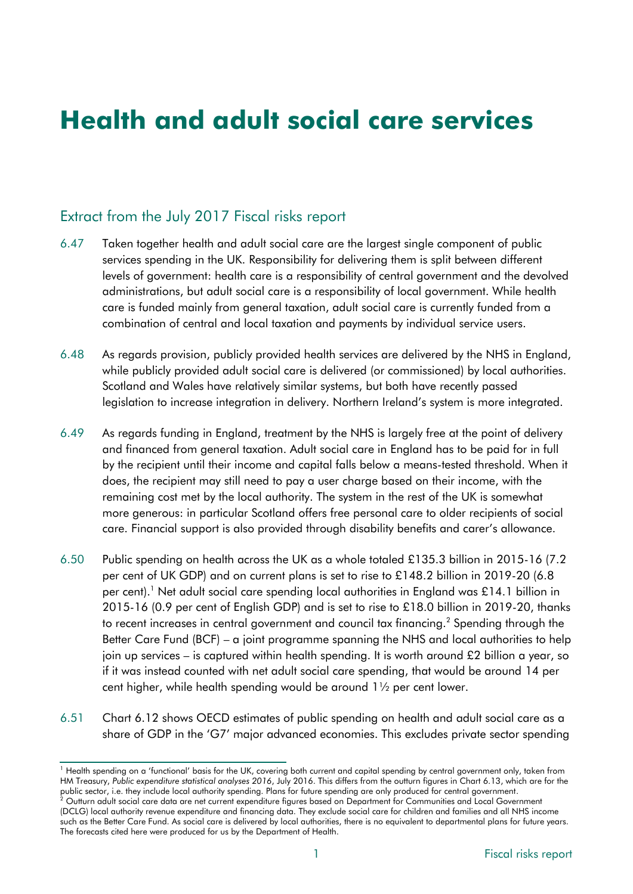# Health and adult social care services

## Extract from the July 2017 Fiscal risks report

6.47 Taken together health and adult social care are the largest single component of public services spending in the UK. Responsibility for delivering them is split between different levels of government: health care is a responsibility of central government and the devolved administrations, but adult social care is a responsibility of local government. While health care is funded mainly from general taxation, adult social care is currently funded from a combination of central and local taxation and payments by individual service users.

6.48 As regards provision, publicly provided health services are delivered by the NHS in England, while publicly provided adult social care is delivered (or commissioned) by local authorities. Scotland and Wales have relatively similar systems, but both have recently passed legislation to increase integration in delivery. Northern Ireland's system is more integrated.

6.49 As regards funding in England, treatment by the NHS is largely free at the point of delivery and financed from general taxation. Adult social care in England has to be paid for in full by the recipient until their income and capital falls below a means-tested threshold. When it does, the recipient may still need to pay a user charge based on their income, with the remaining cost met by the local authority. The system in the rest of the UK is somewhat more generous: in particular Scotland offers free personal care to older recipients of social care. Financial support is also provided through disability benefits and carer's allowance.

6.50 Public spending on health across the UK as a whole totaled £135.3 billion in 2015-16 (7.2 per cent of UK GDP) and on current plans is set to rise to £148.2 billion in 2019-20 (6.8 per cent).[1] Net adult social care spending local authorities in England was £14.1 billion in 2015-16 (0.9 per cent of English GDP) and is set to rise to £18.0 billion in 2019-20, thanks to recent increases in central government and council tax financing.[2] Spending through the Better Care Fund (BCF) – a joint programme spanning the NHS and local authorities to help join up services – is captured within health spending. It is worth around £2 billion a year, so if it was instead counted with net adult social care spending, that would be around 14 per cent higher, while health spending would be around 1½ per cent lower.

6.51 Chart 6.12 shows OECD estimates of public spending on health and adult social care as a share of GDP in the 'G7' major advanced economies. This excludes private sector spending

---

[1] Health spending on a 'functional' basis for the UK, covering both current and capital spending by central government only, taken from HM Treasury, *Public expenditure statistical analyses 2016*, July 2016. This differs from the outturn figures in Chart 6.13, which are for the public sector, i.e. they include local authority spending. Plans for future spending are only produced for central government.

[2] Outturn adult social care data are net current expenditure figures based on Department for Communities and Local Government (DCLG) local authority revenue expenditure and financing data. They exclude social care for children and families and all NHS income such as the Better Care Fund. As social care is delivered by local authorities, there is no equivalent to departmental plans for future years. The forecasts cited here were produced for us by the Department of Health.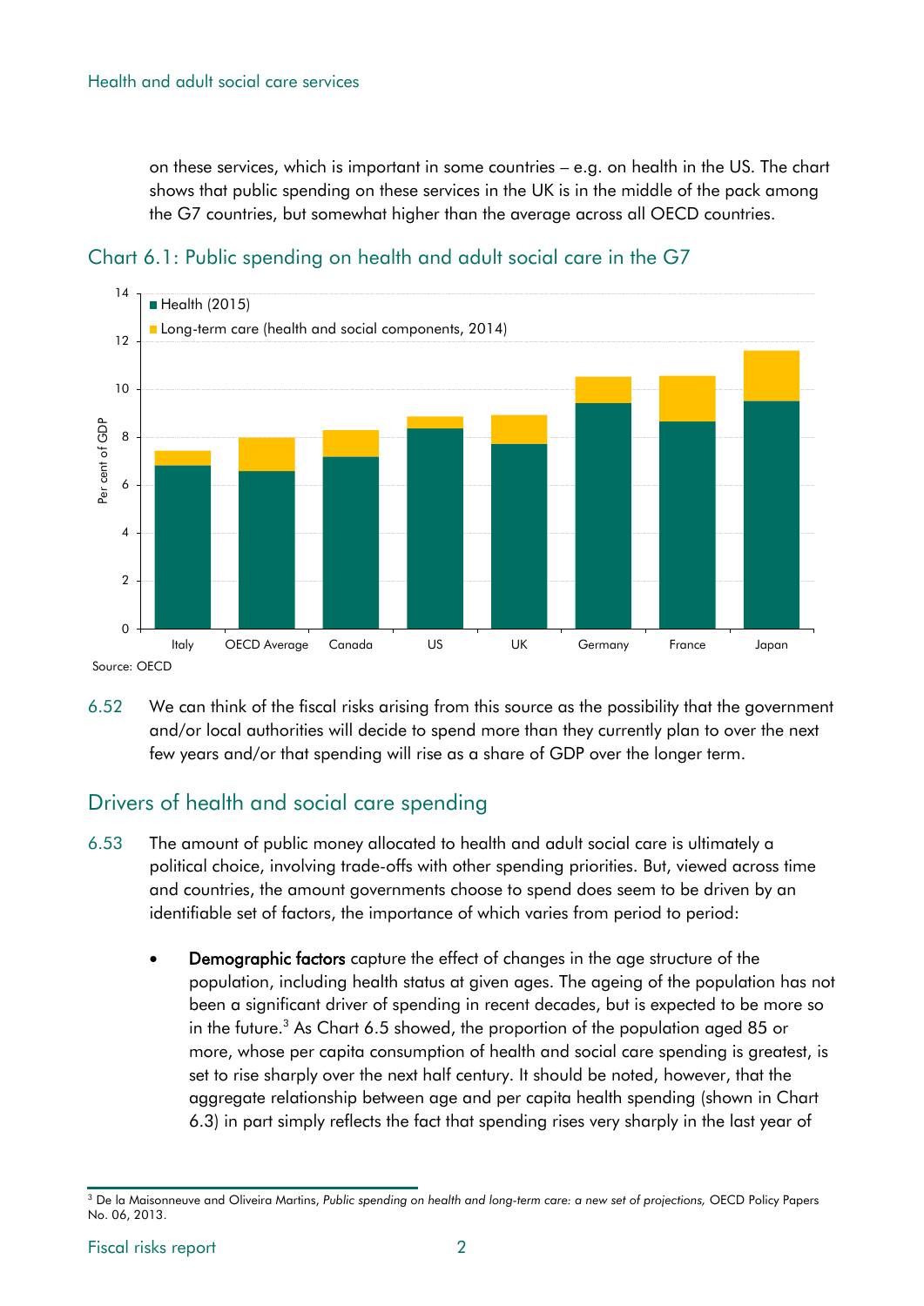on these services, which is important in some countries – e.g. on health in the US. The chart shows that public spending on these services in the UK is in the middle of the pack among the G7 countries, but somewhat higher than the average across all OECD countries.

## Chart 6.1: Public spending on health and adult social care in the G7

Source: OECD

6.52 We can think of the fiscal risks arising from this source as the possibility that the government and/or local authorities will decide to spend more than they currently plan to over the next few years and/or that spending will rise as a share of GDP over the longer term.

## Drivers of health and social care spending

6.53 The amount of public money allocated to health and adult social care is ultimately a political choice, involving trade-offs with other spending priorities. But, viewed across time and countries, the amount governments choose to spend does seem to be driven by an identifiable set of factors, the importance of which varies from period to period:

- **Demographic factors** capture the effect of changes in the age structure of the population, including health status at given ages. The ageing of the population has not been a significant driver of spending in recent decades, but is expected to be more so in the future.[3] As Chart 6.5 showed, the proportion of the population aged 85 or more, whose per capita consumption of health and social care spending is greatest, is set to rise sharply over the next half century. It should be noted, however, that the aggregate relationship between age and per capita health spending (shown in Chart 6.3) in part simply reflects the fact that spending rises very sharply in the last year of

[3] De la Maisonneuve and Oliveira Martins, *Public spending on health and long-term care: a new set of projections,* OECD Policy Papers No. 06, 2013.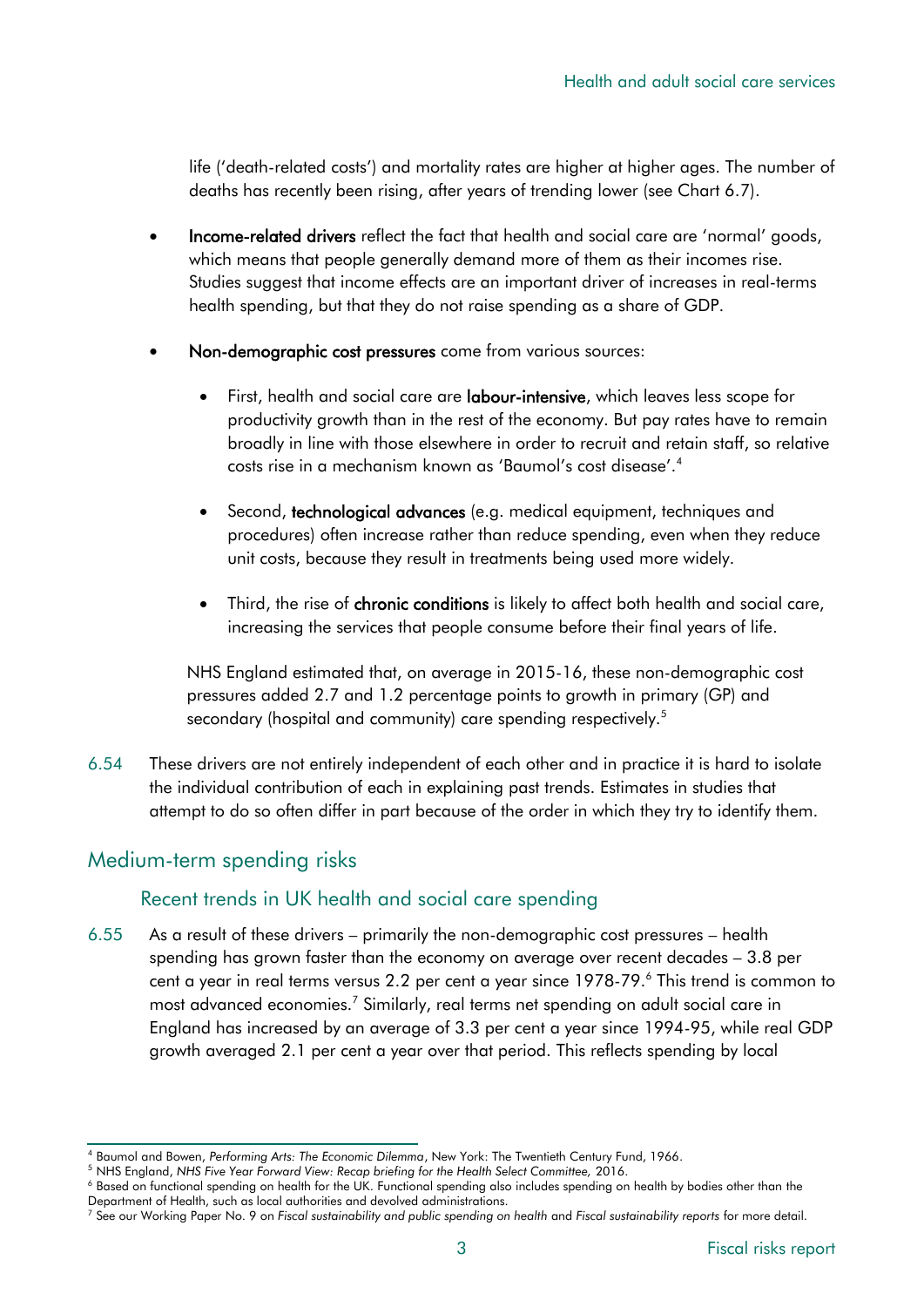life ('death-related costs') and mortality rates are higher at higher ages. The number of deaths has recently been rising, after years of trending lower (see Chart 6.7).

- **Income-related drivers** reflect the fact that health and social care are 'normal' goods, which means that people generally demand more of them as their incomes rise. Studies suggest that income effects are an important driver of increases in real-terms health spending, but that they do not raise spending as a share of GDP.

- **Non-demographic cost pressures** come from various sources:

  - First, health and social care are **labour-intensive**, which leaves less scope for productivity growth than in the rest of the economy. But pay rates have to remain broadly in line with those elsewhere in order to recruit and retain staff, so relative costs rise in a mechanism known as 'Baumol's cost disease'.[4]

  - Second, **technological advances** (e.g. medical equipment, techniques and procedures) often increase rather than reduce spending, even when they reduce unit costs, because they result in treatments being used more widely.

  - Third, the rise of **chronic conditions** is likely to affect both health and social care, increasing the services that people consume before their final years of life.

  NHS England estimated that, on average in 2015-16, these non-demographic cost pressures added 2.7 and 1.2 percentage points to growth in primary (GP) and secondary (hospital and community) care spending respectively.[5]

6.54 These drivers are not entirely independent of each other and in practice it is hard to isolate the individual contribution of each in explaining past trends. Estimates in studies that attempt to do so often differ in part because of the order in which they try to identify them.

## Medium-term spending risks

### Recent trends in UK health and social care spending

6.55 As a result of these drivers – primarily the non-demographic cost pressures – health spending has grown faster than the economy on average over recent decades – 3.8 per cent a year in real terms versus 2.2 per cent a year since 1978-79.[6] This trend is common to most advanced economies.[7] Similarly, real terms net spending on adult social care in England has increased by an average of 3.3 per cent a year since 1994-95, while real GDP growth averaged 2.1 per cent a year over that period. This reflects spending by local

---

[4] Baumol and Bowen, *Performing Arts: The Economic Dilemma*, New York: The Twentieth Century Fund, 1966.

[5] NHS England, *NHS Five Year Forward View: Recap briefing for the Health Select Committee,* 2016.

[6] Based on functional spending on health for the UK. Functional spending also includes spending on health by bodies other than the Department of Health, such as local authorities and devolved administrations.

[7] See our Working Paper No. 9 on *Fiscal sustainability and public spending on health* and *Fiscal sustainability reports* for more detail.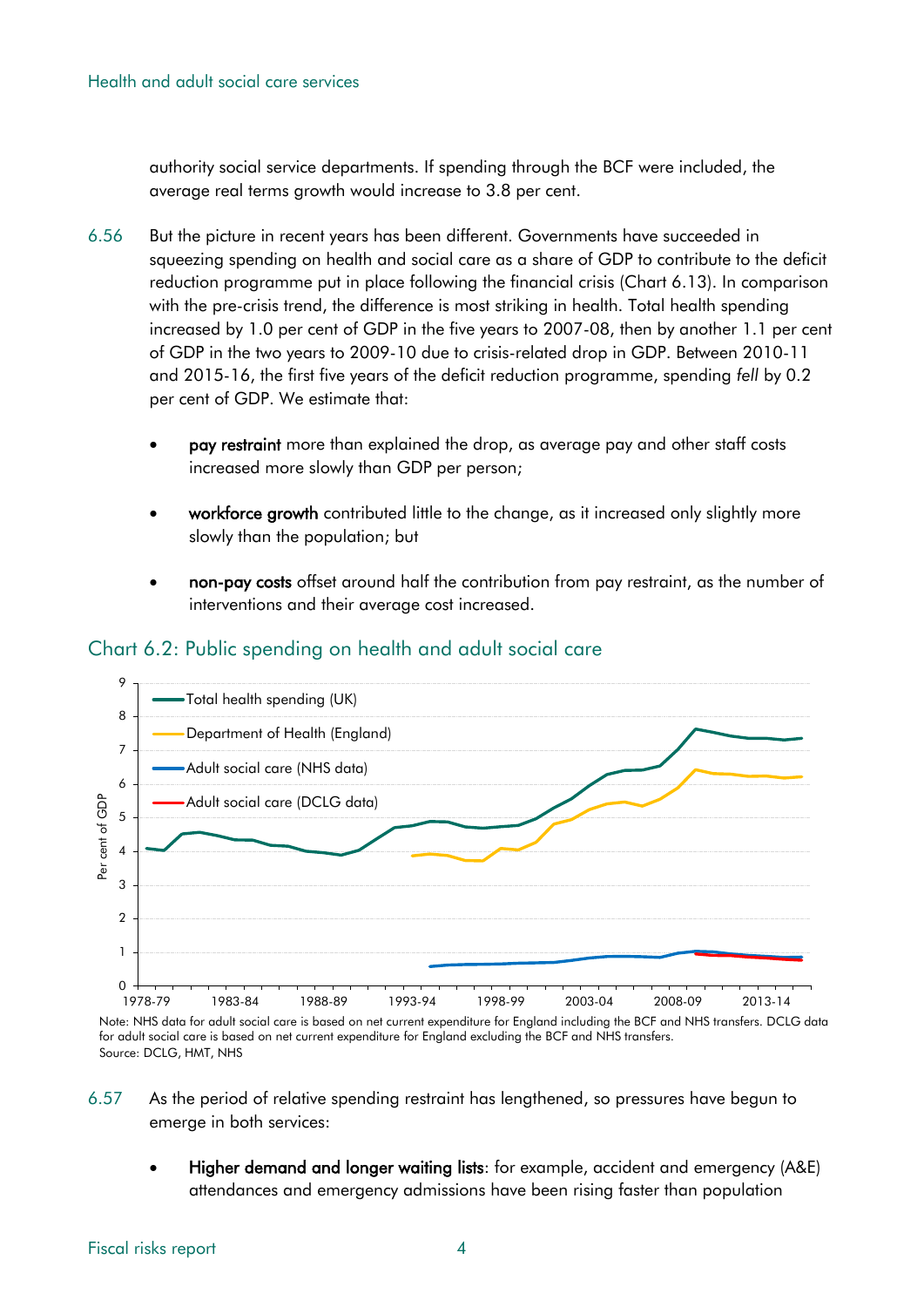authority social service departments. If spending through the BCF were included, the average real terms growth would increase to 3.8 per cent.

6.56 But the picture in recent years has been different. Governments have succeeded in squeezing spending on health and social care as a share of GDP to contribute to the deficit reduction programme put in place following the financial crisis (Chart 6.13). In comparison with the pre-crisis trend, the difference is most striking in health. Total health spending increased by 1.0 per cent of GDP in the five years to 2007-08, then by another 1.1 per cent of GDP in the two years to 2009-10 due to crisis-related drop in GDP. Between 2010-11 and 2015-16, the first five years of the deficit reduction programme, spending *fell* by 0.2 per cent of GDP. We estimate that:

- **pay restraint** more than explained the drop, as average pay and other staff costs increased more slowly than GDP per person;
- **workforce growth** contributed little to the change, as it increased only slightly more slowly than the population; but
- **non-pay costs** offset around half the contribution from pay restraint, as the number of interventions and their average cost increased.

## Chart 6.2: Public spending on health and adult social care

Note: NHS data for adult social care is based on net current expenditure for England including the BCF and NHS transfers. DCLG data for adult social care is based on net current expenditure for England excluding the BCF and NHS transfers.
Source: DCLG, HMT, NHS

6.57 As the period of relative spending restraint has lengthened, so pressures have begun to emerge in both services:

- **Higher demand and longer waiting lists**: for example, accident and emergency (A&E) attendances and emergency admissions have been rising faster than population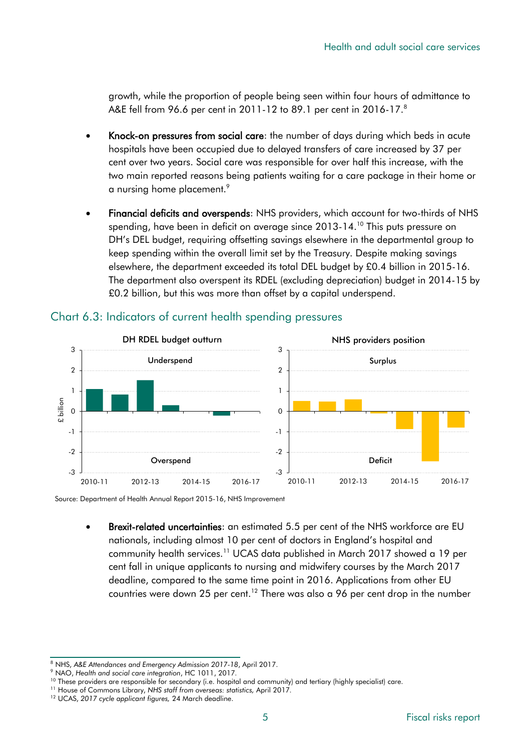growth, while the proportion of people being seen within four hours of admittance to A&E fell from 96.6 per cent in 2011-12 to 89.1 per cent in 2016-17.[8]

- **Knock-on pressures from social care**: the number of days during which beds in acute hospitals have been occupied due to delayed transfers of care increased by 37 per cent over two years. Social care was responsible for over half this increase, with the two main reported reasons being patients waiting for a care package in their home or a nursing home placement.[9]

- **Financial deficits and overspends**: NHS providers, which account for two-thirds of NHS spending, have been in deficit on average since 2013-14.[10] This puts pressure on DH's DEL budget, requiring offsetting savings elsewhere in the departmental group to keep spending within the overall limit set by the Treasury. Despite making savings elsewhere, the department exceeded its total DEL budget by £0.4 billion in 2015-16. The department also overspent its RDEL (excluding depreciation) budget in 2014-15 by £0.2 billion, but this was more than offset by a capital underspend.

## Chart 6.3: Indicators of current health spending pressures

Source: Department of Health Annual Report 2015-16, NHS Improvement

- **Brexit-related uncertainties**: an estimated 5.5 per cent of the NHS workforce are EU nationals, including almost 10 per cent of doctors in England's hospital and community health services.[11] UCAS data published in March 2017 showed a 19 per cent fall in unique applicants to nursing and midwifery courses by the March 2017 deadline, compared to the same time point in 2016. Applications from other EU countries were down 25 per cent.[12] There was also a 96 per cent drop in the number

---

[8] NHS, *A&E Attendances and Emergency Admission 2017-18*, April 2017.
[9] NAO, *Health and social care integration*, HC 1011, 2017.
[10] These providers are responsible for secondary (i.e. hospital and community) and tertiary (highly specialist) care.
[11] House of Commons Library, *NHS staff from overseas: statistics,* April 2017.
[12] UCAS, *2017 cycle applicant figures,* 24 March deadline.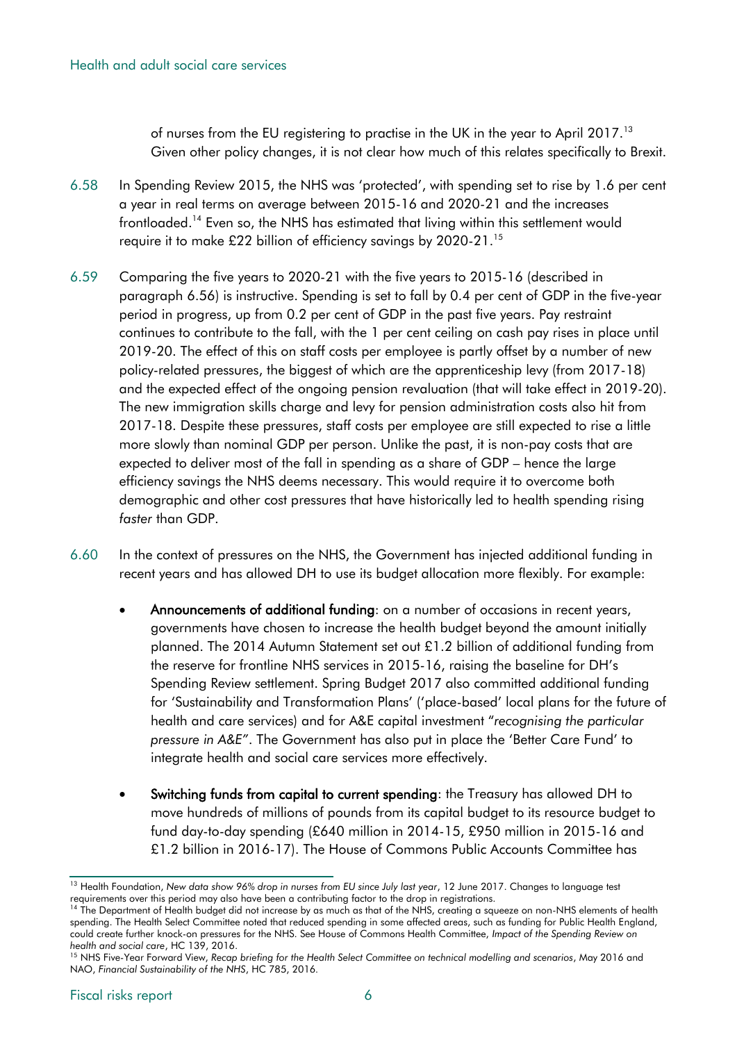of nurses from the EU registering to practise in the UK in the year to April 2017.[13] Given other policy changes, it is not clear how much of this relates specifically to Brexit.

6.58 In Spending Review 2015, the NHS was 'protected', with spending set to rise by 1.6 per cent a year in real terms on average between 2015-16 and 2020-21 and the increases frontloaded.[14] Even so, the NHS has estimated that living within this settlement would require it to make £22 billion of efficiency savings by 2020-21.[15]

6.59 Comparing the five years to 2020-21 with the five years to 2015-16 (described in paragraph 6.56) is instructive. Spending is set to fall by 0.4 per cent of GDP in the five-year period in progress, up from 0.2 per cent of GDP in the past five years. Pay restraint continues to contribute to the fall, with the 1 per cent ceiling on cash pay rises in place until 2019-20. The effect of this on staff costs per employee is partly offset by a number of new policy-related pressures, the biggest of which are the apprenticeship levy (from 2017-18) and the expected effect of the ongoing pension revaluation (that will take effect in 2019-20). The new immigration skills charge and levy for pension administration costs also hit from 2017-18. Despite these pressures, staff costs per employee are still expected to rise a little more slowly than nominal GDP per person. Unlike the past, it is non-pay costs that are expected to deliver most of the fall in spending as a share of GDP – hence the large efficiency savings the NHS deems necessary. This would require it to overcome both demographic and other cost pressures that have historically led to health spending rising *faster* than GDP.

6.60 In the context of pressures on the NHS, the Government has injected additional funding in recent years and has allowed DH to use its budget allocation more flexibly. For example:

- **Announcements of additional funding**: on a number of occasions in recent years, governments have chosen to increase the health budget beyond the amount initially planned. The 2014 Autumn Statement set out £1.2 billion of additional funding from the reserve for frontline NHS services in 2015-16, raising the baseline for DH's Spending Review settlement. Spring Budget 2017 also committed additional funding for 'Sustainability and Transformation Plans' ('place-based' local plans for the future of health and care services) and for A&E capital investment "*recognising the particular pressure in A&E*". The Government has also put in place the 'Better Care Fund' to integrate health and social care services more effectively.

- **Switching funds from capital to current spending**: the Treasury has allowed DH to move hundreds of millions of pounds from its capital budget to its resource budget to fund day-to-day spending (£640 million in 2014-15, £950 million in 2015-16 and £1.2 billion in 2016-17). The House of Commons Public Accounts Committee has

---

[13] Health Foundation, *New data show 96% drop in nurses from EU since July last year*, 12 June 2017. Changes to language test requirements over this period may also have been a contributing factor to the drop in registrations.

[14] The Department of Health budget did not increase by as much as that of the NHS, creating a squeeze on non-NHS elements of health spending. The Health Select Committee noted that reduced spending in some affected areas, such as funding for Public Health England, could create further knock-on pressures for the NHS. See House of Commons Health Committee, *Impact of the Spending Review on health and social care*, HC 139, 2016.

[15] NHS Five-Year Forward View, *Recap briefing for the Health Select Committee on technical modelling and scenarios*, May 2016 and NAO, *Financial Sustainability of the NHS*, HC 785, 2016.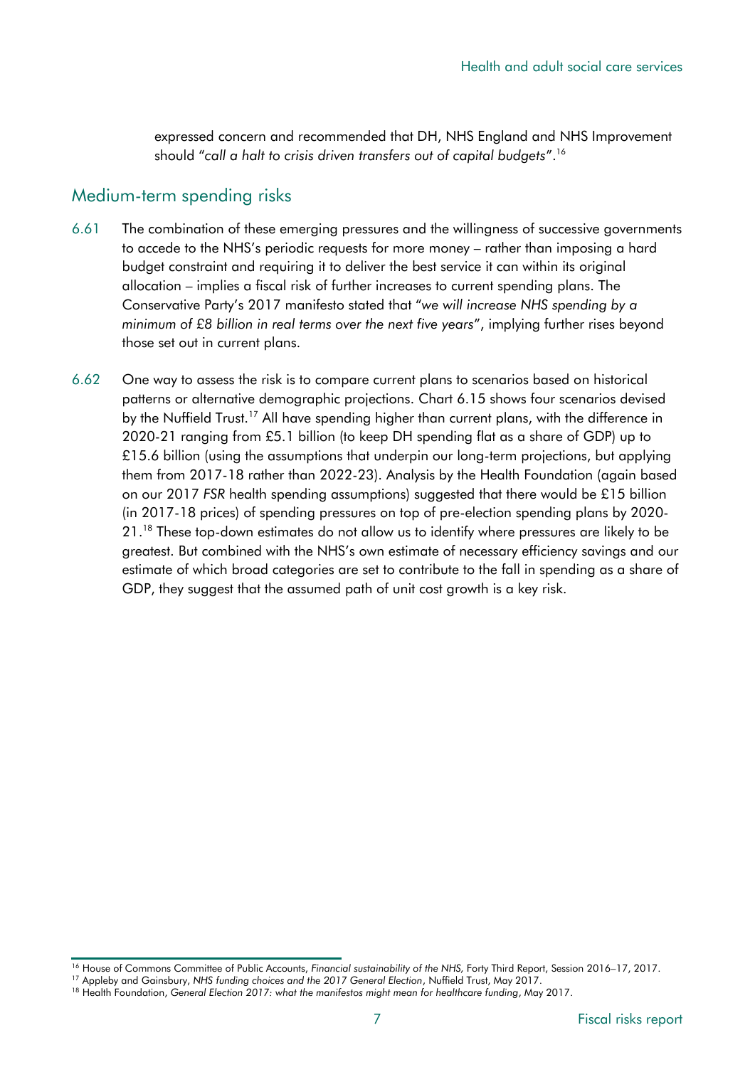expressed concern and recommended that DH, NHS England and NHS Improvement should "*call a halt to crisis driven transfers out of capital budgets*".[16]

## Medium-term spending risks

6.61 The combination of these emerging pressures and the willingness of successive governments to accede to the NHS's periodic requests for more money – rather than imposing a hard budget constraint and requiring it to deliver the best service it can within its original allocation – implies a fiscal risk of further increases to current spending plans. The Conservative Party's 2017 manifesto stated that "*we will increase NHS spending by a minimum of £8 billion in real terms over the next five years*", implying further rises beyond those set out in current plans.

6.62 One way to assess the risk is to compare current plans to scenarios based on historical patterns or alternative demographic projections. Chart 6.15 shows four scenarios devised by the Nuffield Trust.[17] All have spending higher than current plans, with the difference in 2020-21 ranging from £5.1 billion (to keep DH spending flat as a share of GDP) up to £15.6 billion (using the assumptions that underpin our long-term projections, but applying them from 2017-18 rather than 2022-23). Analysis by the Health Foundation (again based on our 2017 *FSR* health spending assumptions) suggested that there would be £15 billion (in 2017-18 prices) of spending pressures on top of pre-election spending plans by 2020-21.[18] These top-down estimates do not allow us to identify where pressures are likely to be greatest. But combined with the NHS's own estimate of necessary efficiency savings and our estimate of which broad categories are set to contribute to the fall in spending as a share of GDP, they suggest that the assumed path of unit cost growth is a key risk.

---

[16] House of Commons Committee of Public Accounts, *Financial sustainability of the NHS*, Forty Third Report, Session 2016–17, 2017.

[17] Appleby and Gainsbury, *NHS funding choices and the 2017 General Election*, Nuffield Trust, May 2017.

[18] Health Foundation, *General Election 2017: what the manifestos might mean for healthcare funding*, May 2017.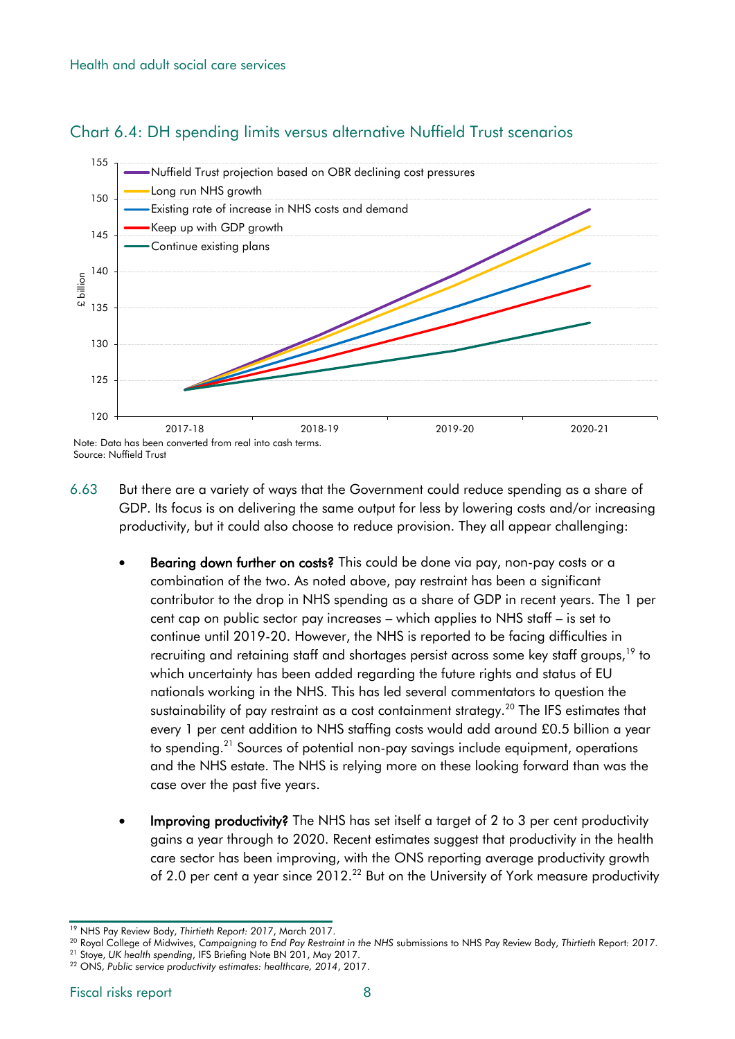## Chart 6.4: DH spending limits versus alternative Nuffield Trust scenarios

Note: Data has been converted from real into cash terms.
Source: Nuffield Trust

6.63 But there are a variety of ways that the Government could reduce spending as a share of GDP. Its focus is on delivering the same output for less by lowering costs and/or increasing productivity, but it could also choose to reduce provision. They all appear challenging:

- **Bearing down further on costs?** This could be done via pay, non-pay costs or a combination of the two. As noted above, pay restraint has been a significant contributor to the drop in NHS spending as a share of GDP in recent years. The 1 per cent cap on public sector pay increases – which applies to NHS staff – is set to continue until 2019-20. However, the NHS is reported to be facing difficulties in recruiting and retaining staff and shortages persist across some key staff groups,[19] to which uncertainty has been added regarding the future rights and status of EU nationals working in the NHS. This has led several commentators to question the sustainability of pay restraint as a cost containment strategy.[20] The IFS estimates that every 1 per cent addition to NHS staffing costs would add around £0.5 billion a year to spending.[21] Sources of potential non-pay savings include equipment, operations and the NHS estate. The NHS is relying more on these looking forward than was the case over the past five years.

- **Improving productivity?** The NHS has set itself a target of 2 to 3 per cent productivity gains a year through to 2020. Recent estimates suggest that productivity in the health care sector has been improving, with the ONS reporting average productivity growth of 2.0 per cent a year since 2012.[22] But on the University of York measure productivity

---

[19] NHS Pay Review Body, *Thirtieth Report: 2017*, March 2017.
[20] Royal College of Midwives, *Campaigning to End Pay Restraint in the NHS* submissions to NHS Pay Review Body, *Thirtieth* Report: *2017*.
[21] Stoye, *UK health spending*, IFS Briefing Note BN 201, May 2017.
[22] ONS, *Public service productivity estimates: healthcare, 2014*, 2017.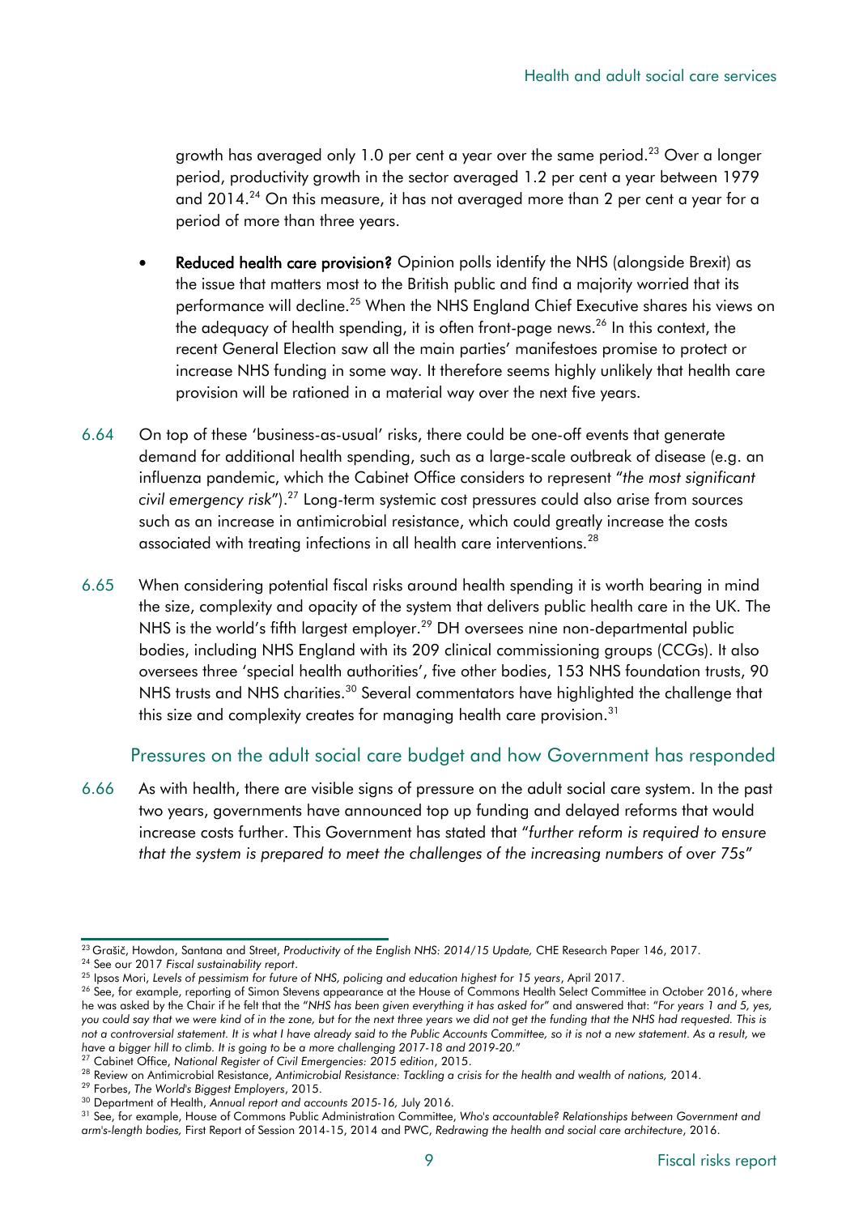growth has averaged only 1.0 per cent a year over the same period.[23] Over a longer period, productivity growth in the sector averaged 1.2 per cent a year between 1979 and 2014.[24] On this measure, it has not averaged more than 2 per cent a year for a period of more than three years.

- **Reduced health care provision?** Opinion polls identify the NHS (alongside Brexit) as the issue that matters most to the British public and find a majority worried that its performance will decline.[25] When the NHS England Chief Executive shares his views on the adequacy of health spending, it is often front-page news.[26] In this context, the recent General Election saw all the main parties' manifestoes promise to protect or increase NHS funding in some way. It therefore seems highly unlikely that health care provision will be rationed in a material way over the next five years.

6.64 On top of these 'business-as-usual' risks, there could be one-off events that generate demand for additional health spending, such as a large-scale outbreak of disease (e.g. an influenza pandemic, which the Cabinet Office considers to represent "*the most significant civil emergency risk*").[27] Long-term systemic cost pressures could also arise from sources such as an increase in antimicrobial resistance, which could greatly increase the costs associated with treating infections in all health care interventions.[28]

6.65 When considering potential fiscal risks around health spending it is worth bearing in mind the size, complexity and opacity of the system that delivers public health care in the UK. The NHS is the world's fifth largest employer.[29] DH oversees nine non-departmental public bodies, including NHS England with its 209 clinical commissioning groups (CCGs). It also oversees three 'special health authorities', five other bodies, 153 NHS foundation trusts, 90 NHS trusts and NHS charities.[30] Several commentators have highlighted the challenge that this size and complexity creates for managing health care provision.[31]

## Pressures on the adult social care budget and how Government has responded

6.66 As with health, there are visible signs of pressure on the adult social care system. In the past two years, governments have announced top up funding and delayed reforms that would increase costs further. This Government has stated that "*further reform is required to ensure that the system is prepared to meet the challenges of the increasing numbers of over 75s*"

---

[23] Grašič, Howdon, Santana and Street, *Productivity of the English NHS: 2014/15 Update,* CHE Research Paper 146, 2017.

[24] See our 2017 *Fiscal sustainability report*.

[25] Ipsos Mori, *Levels of pessimism for future of NHS, policing and education highest for 15 years*, April 2017.

[26] See, for example, reporting of Simon Stevens appearance at the House of Commons Health Select Committee in October 2016, where he was asked by the Chair if he felt that the "*NHS has been given everything it has asked for*" and answered that: "*For years 1 and 5, yes, you could say that we were kind of in the zone, but for the next three years we did not get the funding that the NHS had requested. This is not a controversial statement. It is what I have already said to the Public Accounts Committee, so it is not a new statement. As a result, we have a bigger hill to climb. It is going to be a more challenging 2017-18 and 2019-20.*"

[27] Cabinet Office, *National Register of Civil Emergencies: 2015 edition*, 2015.

[28] Review on Antimicrobial Resistance, *Antimicrobial Resistance: Tackling a crisis for the health and wealth of nations,* 2014.

[29] Forbes, *The World's Biggest Employers*, 2015.

[30] Department of Health, *Annual report and accounts 2015-16,* July 2016.

[31] See, for example, House of Commons Public Administration Committee, *Who's accountable? Relationships between Government and arm's-length bodies,* First Report of Session 2014-15, 2014 and PWC, *Redrawing the health and social care architecture*, 2016.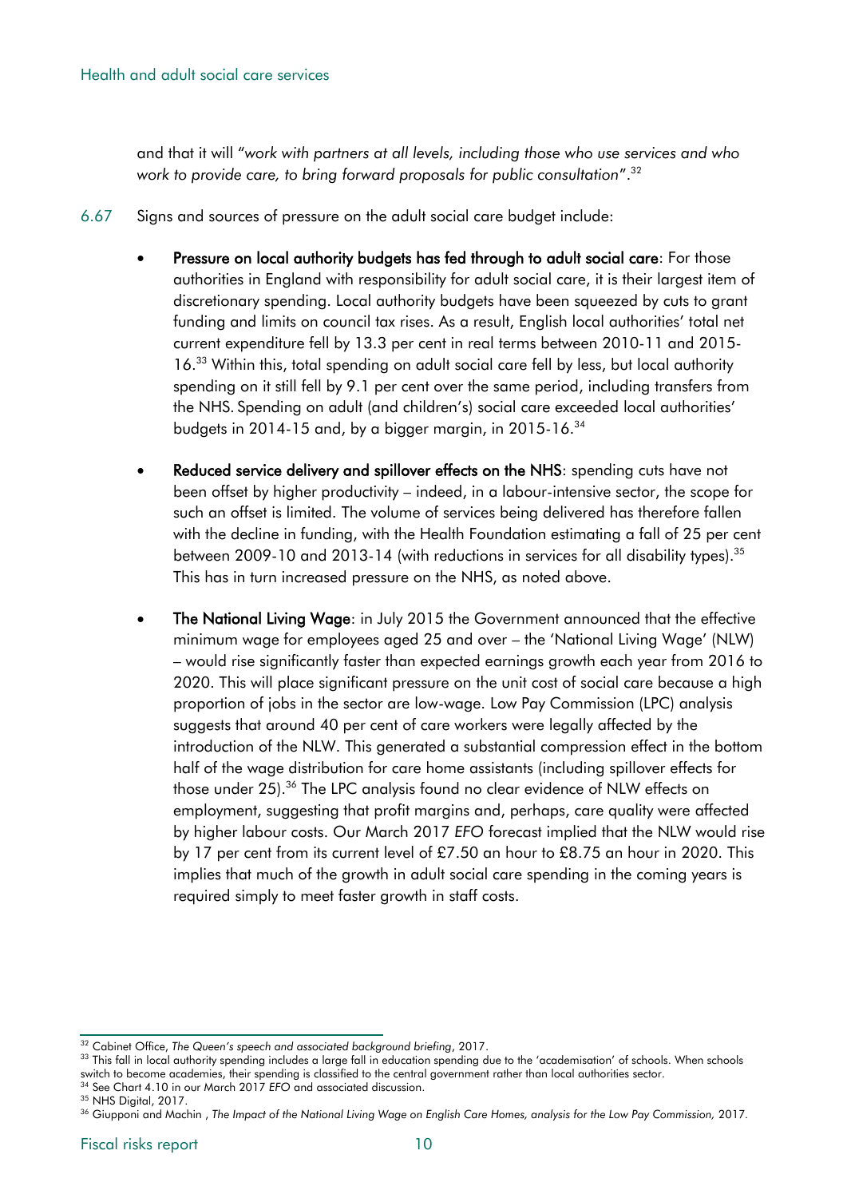and that it will "*work with partners at all levels, including those who use services and who work to provide care, to bring forward proposals for public consultation*".[32]

6.67 Signs and sources of pressure on the adult social care budget include:

- **Pressure on local authority budgets has fed through to adult social care**: For those authorities in England with responsibility for adult social care, it is their largest item of discretionary spending. Local authority budgets have been squeezed by cuts to grant funding and limits on council tax rises. As a result, English local authorities' total net current expenditure fell by 13.3 per cent in real terms between 2010-11 and 2015-16.[33] Within this, total spending on adult social care fell by less, but local authority spending on it still fell by 9.1 per cent over the same period, including transfers from the NHS. Spending on adult (and children's) social care exceeded local authorities' budgets in 2014-15 and, by a bigger margin, in 2015-16.[34]

- **Reduced service delivery and spillover effects on the NHS**: spending cuts have not been offset by higher productivity – indeed, in a labour-intensive sector, the scope for such an offset is limited. The volume of services being delivered has therefore fallen with the decline in funding, with the Health Foundation estimating a fall of 25 per cent between 2009-10 and 2013-14 (with reductions in services for all disability types).[35] This has in turn increased pressure on the NHS, as noted above.

- **The National Living Wage**: in July 2015 the Government announced that the effective minimum wage for employees aged 25 and over – the 'National Living Wage' (NLW) – would rise significantly faster than expected earnings growth each year from 2016 to 2020. This will place significant pressure on the unit cost of social care because a high proportion of jobs in the sector are low-wage. Low Pay Commission (LPC) analysis suggests that around 40 per cent of care workers were legally affected by the introduction of the NLW. This generated a substantial compression effect in the bottom half of the wage distribution for care home assistants (including spillover effects for those under 25).[36] The LPC analysis found no clear evidence of NLW effects on employment, suggesting that profit margins and, perhaps, care quality were affected by higher labour costs. Our March 2017 *EFO* forecast implied that the NLW would rise by 17 per cent from its current level of £7.50 an hour to £8.75 an hour in 2020. This implies that much of the growth in adult social care spending in the coming years is required simply to meet faster growth in staff costs.

---

[32] Cabinet Office, *The Queen's speech and associated background briefing*, 2017.

[33] This fall in local authority spending includes a large fall in education spending due to the 'academisation' of schools. When schools switch to become academies, their spending is classified to the central government rather than local authorities sector.

[34] See Chart 4.10 in our March 2017 *EFO* and associated discussion.

[35] NHS Digital, 2017.

[36] Giupponi and Machin , *The Impact of the National Living Wage on English Care Homes, analysis for the Low Pay Commission,* 2017.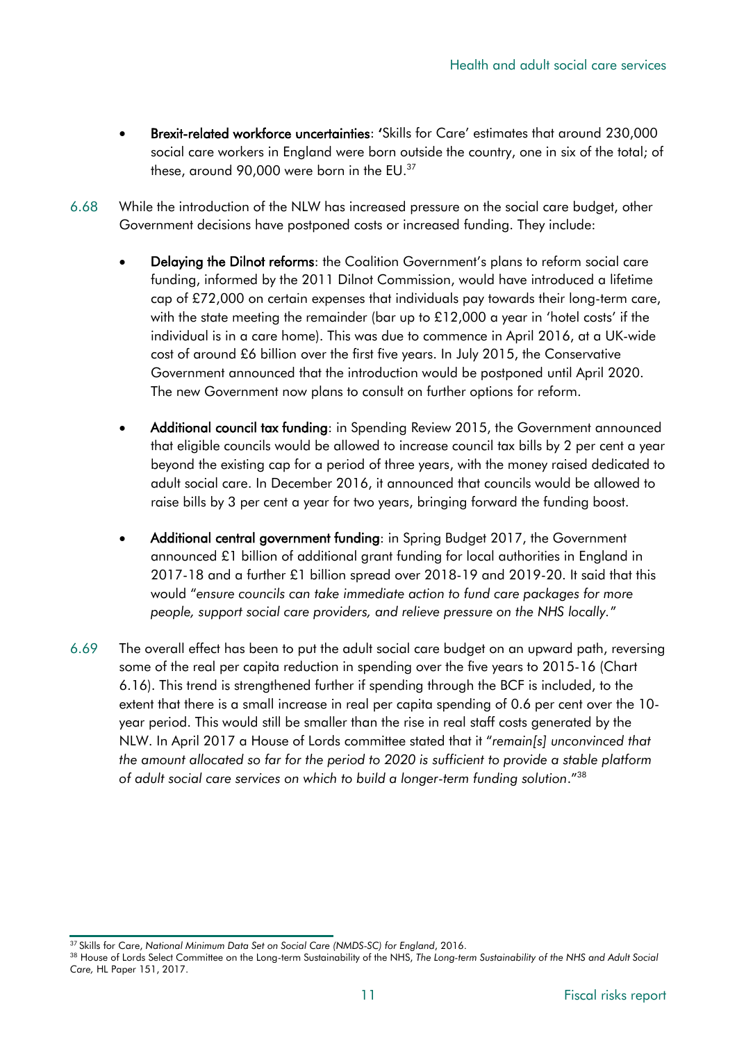- **Brexit-related workforce uncertainties**: 'Skills for Care' estimates that around 230,000 social care workers in England were born outside the country, one in six of the total; of these, around 90,000 were born in the EU.[37]

6.68 While the introduction of the NLW has increased pressure on the social care budget, other Government decisions have postponed costs or increased funding. They include:

- **Delaying the Dilnot reforms**: the Coalition Government's plans to reform social care funding, informed by the 2011 Dilnot Commission, would have introduced a lifetime cap of £72,000 on certain expenses that individuals pay towards their long-term care, with the state meeting the remainder (bar up to £12,000 a year in 'hotel costs' if the individual is in a care home). This was due to commence in April 2016, at a UK-wide cost of around £6 billion over the first five years. In July 2015, the Conservative Government announced that the introduction would be postponed until April 2020. The new Government now plans to consult on further options for reform.

- **Additional council tax funding**: in Spending Review 2015, the Government announced that eligible councils would be allowed to increase council tax bills by 2 per cent a year beyond the existing cap for a period of three years, with the money raised dedicated to adult social care. In December 2016, it announced that councils would be allowed to raise bills by 3 per cent a year for two years, bringing forward the funding boost.

- **Additional central government funding**: in Spring Budget 2017, the Government announced £1 billion of additional grant funding for local authorities in England in 2017-18 and a further £1 billion spread over 2018-19 and 2019-20. It said that this would "*ensure councils can take immediate action to fund care packages for more people, support social care providers, and relieve pressure on the NHS locally.*"

6.69 The overall effect has been to put the adult social care budget on an upward path, reversing some of the real per capita reduction in spending over the five years to 2015-16 (Chart 6.16). This trend is strengthened further if spending through the BCF is included, to the extent that there is a small increase in real per capita spending of 0.6 per cent over the 10-year period. This would still be smaller than the rise in real staff costs generated by the NLW. In April 2017 a House of Lords committee stated that it "*remain[s] unconvinced that the amount allocated so far for the period to 2020 is sufficient to provide a stable platform of adult social care services on which to build a longer-term funding solution*."[38]

[37] Skills for Care, *National Minimum Data Set on Social Care (NMDS-SC) for England*, 2016.

[38] House of Lords Select Committee on the Long-term Sustainability of the NHS, *The Long-term Sustainability of the NHS and Adult Social Care,* HL Paper 151, 2017.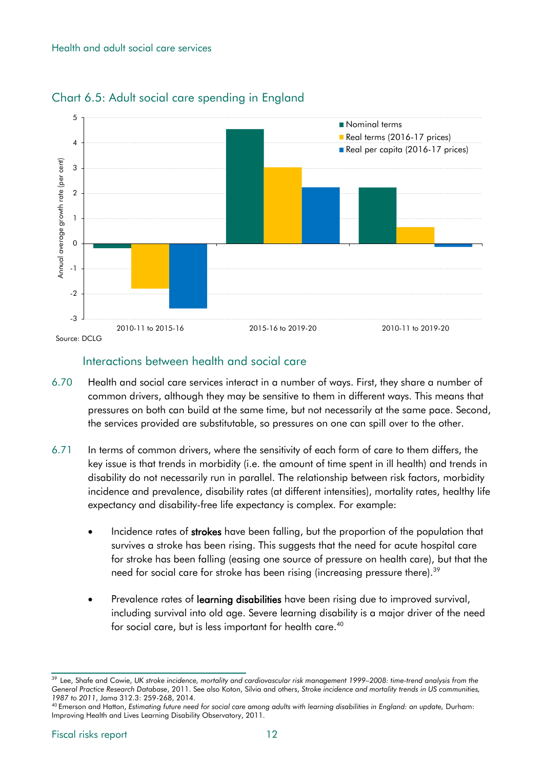## Chart 6.5: Adult social care spending in England

Source: DCLG

### Interactions between health and social care

6.70 Health and social care services interact in a number of ways. First, they share a number of common drivers, although they may be sensitive to them in different ways. This means that pressures on both can build at the same time, but not necessarily at the same pace. Second, the services provided are substitutable, so pressures on one can spill over to the other.

6.71 In terms of common drivers, where the sensitivity of each form of care to them differs, the key issue is that trends in morbidity (i.e. the amount of time spent in ill health) and trends in disability do not necessarily run in parallel. The relationship between risk factors, morbidity incidence and prevalence, disability rates (at different intensities), mortality rates, healthy life expectancy and disability-free life expectancy is complex. For example:

- Incidence rates of **strokes** have been falling, but the proportion of the population that survives a stroke has been rising. This suggests that the need for acute hospital care for stroke has been falling (easing one source of pressure on health care), but that the need for social care for stroke has been rising (increasing pressure there).[39]

- Prevalence rates of **learning disabilities** have been rising due to improved survival, including survival into old age. Severe learning disability is a major driver of the need for social care, but is less important for health care.[40]

---

[39] Lee, Shafe and Cowie, *UK stroke incidence, mortality and cardiovascular risk management 1999–2008: time-trend analysis from the General Practice Research Database*, 2011. See also Koton, Silvia and others, *Stroke incidence and mortality trends in US communities, 1987 to 2011*, Jama 312.3: 259-268, 2014.

[40] Emerson and Hatton, *Estimating future need for social care among adults with learning disabilities in England: an update,* Durham: Improving Health and Lives Learning Disability Observatory, 2011.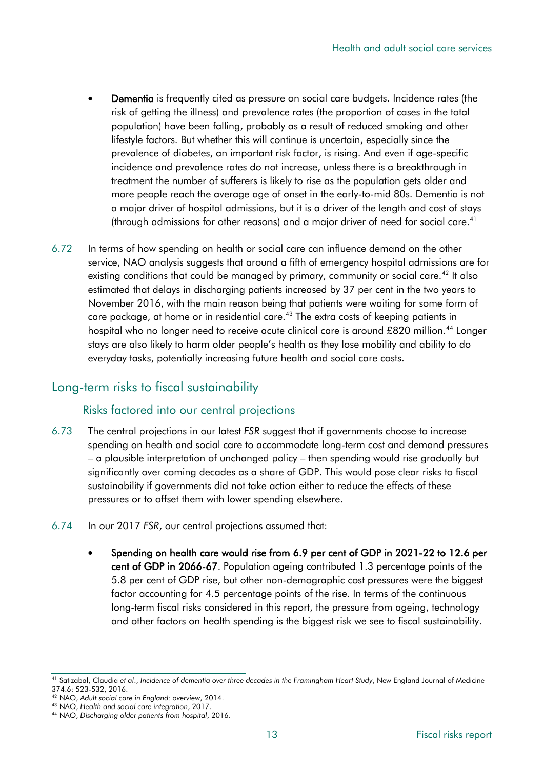- **Dementia** is frequently cited as pressure on social care budgets. Incidence rates (the risk of getting the illness) and prevalence rates (the proportion of cases in the total population) have been falling, probably as a result of reduced smoking and other lifestyle factors. But whether this will continue is uncertain, especially since the prevalence of diabetes, an important risk factor, is rising. And even if age-specific incidence and prevalence rates do not increase, unless there is a breakthrough in treatment the number of sufferers is likely to rise as the population gets older and more people reach the average age of onset in the early-to-mid 80s. Dementia is not a major driver of hospital admissions, but it is a driver of the length and cost of stays (through admissions for other reasons) and a major driver of need for social care.[41]

6.72 In terms of how spending on health or social care can influence demand on the other service, NAO analysis suggests that around a fifth of emergency hospital admissions are for existing conditions that could be managed by primary, community or social care.[42] It also estimated that delays in discharging patients increased by 37 per cent in the two years to November 2016, with the main reason being that patients were waiting for some form of care package, at home or in residential care.[43] The extra costs of keeping patients in hospital who no longer need to receive acute clinical care is around £820 million.[44] Longer stays are also likely to harm older people's health as they lose mobility and ability to do everyday tasks, potentially increasing future health and social care costs.

## Long-term risks to fiscal sustainability

### Risks factored into our central projections

6.73 The central projections in our latest *FSR* suggest that if governments choose to increase spending on health and social care to accommodate long-term cost and demand pressures – a plausible interpretation of unchanged policy – then spending would rise gradually but significantly over coming decades as a share of GDP. This would pose clear risks to fiscal sustainability if governments did not take action either to reduce the effects of these pressures or to offset them with lower spending elsewhere.

6.74 In our 2017 *FSR*, our central projections assumed that:

- **Spending on health care would rise from 6.9 per cent of GDP in 2021-22 to 12.6 per cent of GDP in 2066-67**. Population ageing contributed 1.3 percentage points of the 5.8 per cent of GDP rise, but other non-demographic cost pressures were the biggest factor accounting for 4.5 percentage points of the rise. In terms of the continuous long-term fiscal risks considered in this report, the pressure from ageing, technology and other factors on health spending is the biggest risk we see to fiscal sustainability.

---

[41] Satizabal, Claudia *et al*., *Incidence of dementia over three decades in the Framingham Heart Study*, New England Journal of Medicine 374.6: 523-532, 2016.

[42] NAO, *Adult social care in England: overview*, 2014.

[43] NAO, *Health and social care integration*, 2017.

[44] NAO, *Discharging older patients from hospital*, 2016.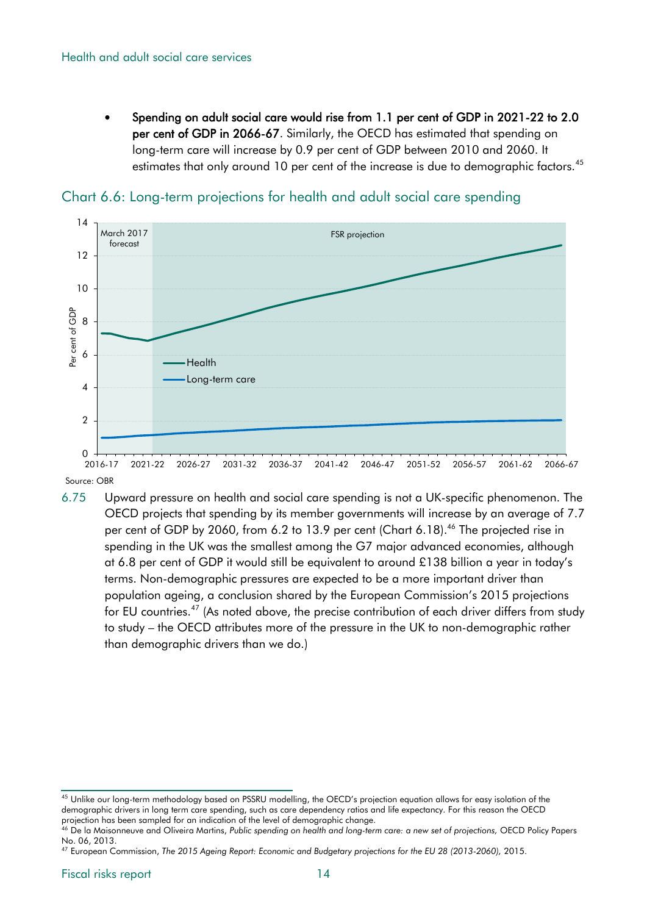- **Spending on adult social care would rise from 1.1 per cent of GDP in 2021-22 to 2.0 per cent of GDP in 2066-67**. Similarly, the OECD has estimated that spending on long-term care will increase by 0.9 per cent of GDP between 2010 and 2060. It estimates that only around 10 per cent of the increase is due to demographic factors.[45]

Chart 6.6: Long-term projections for health and adult social care spending

Source: OBR

6.75 Upward pressure on health and social care spending is not a UK-specific phenomenon. The OECD projects that spending by its member governments will increase by an average of 7.7 per cent of GDP by 2060, from 6.2 to 13.9 per cent (Chart 6.18).[46] The projected rise in spending in the UK was the smallest among the G7 major advanced economies, although at 6.8 per cent of GDP it would still be equivalent to around £138 billion a year in today's terms. Non-demographic pressures are expected to be a more important driver than population ageing, a conclusion shared by the European Commission's 2015 projections for EU countries.[47] (As noted above, the precise contribution of each driver differs from study to study – the OECD attributes more of the pressure in the UK to non-demographic rather than demographic drivers than we do.)

---

[45] Unlike our long-term methodology based on PSSRU modelling, the OECD's projection equation allows for easy isolation of the demographic drivers in long term care spending, such as care dependency ratios and life expectancy. For this reason the OECD projection has been sampled for an indication of the level of demographic change.

[46] De la Maisonneuve and Oliveira Martins, *Public spending on health and long-term care: a new set of projections,* OECD Policy Papers No. 06, 2013.

[47] European Commission, *The 2015 Ageing Report: Economic and Budgetary projections for the EU 28 (2013-2060),* 2015.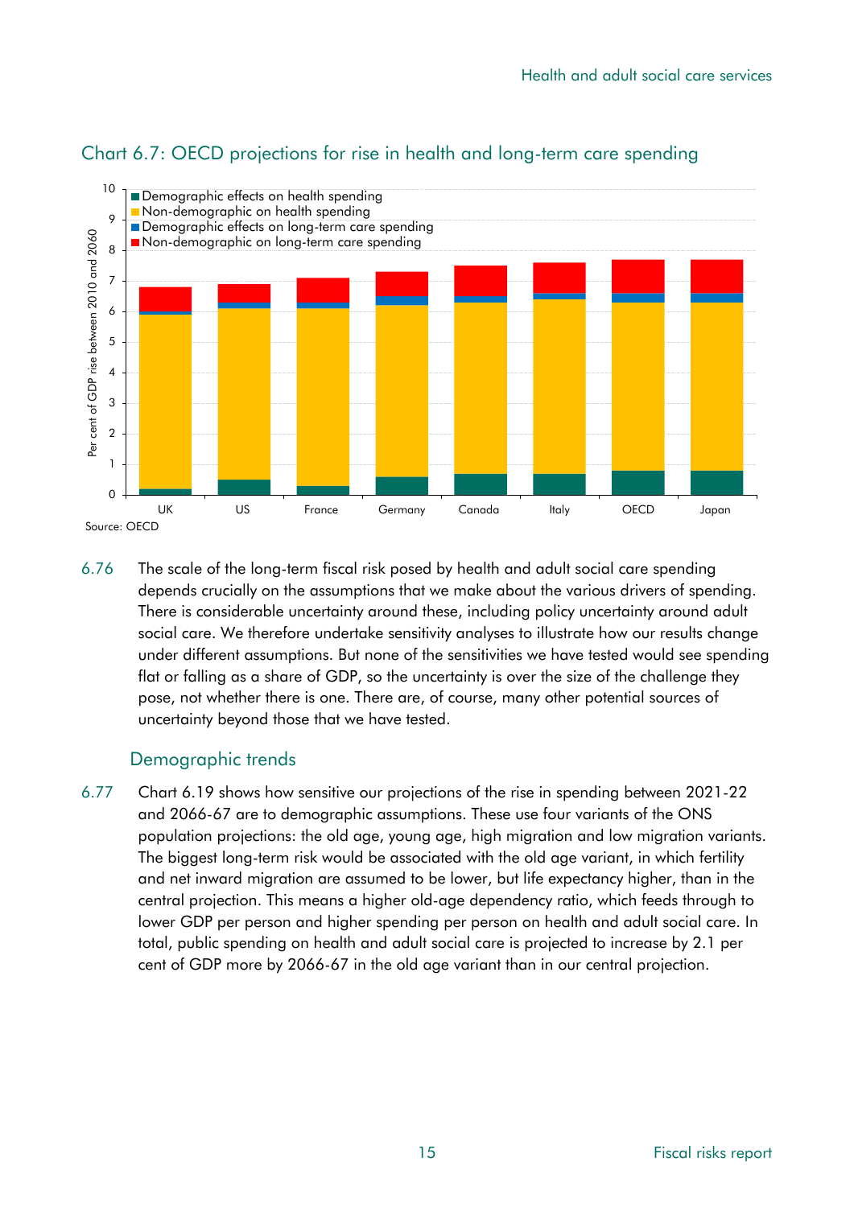## Chart 6.7: OECD projections for rise in health and long-term care spending

Source: OECD

6.76 The scale of the long-term fiscal risk posed by health and adult social care spending depends crucially on the assumptions that we make about the various drivers of spending. There is considerable uncertainty around these, including policy uncertainty around adult social care. We therefore undertake sensitivity analyses to illustrate how our results change under different assumptions. But none of the sensitivities we have tested would see spending flat or falling as a share of GDP, so the uncertainty is over the size of the challenge they pose, not whether there is one. There are, of course, many other potential sources of uncertainty beyond those that we have tested.

### Demographic trends

6.77 Chart 6.19 shows how sensitive our projections of the rise in spending between 2021-22 and 2066-67 are to demographic assumptions. These use four variants of the ONS population projections: the old age, young age, high migration and low migration variants. The biggest long-term risk would be associated with the old age variant, in which fertility and net inward migration are assumed to be lower, but life expectancy higher, than in the central projection. This means a higher old-age dependency ratio, which feeds through to lower GDP per person and higher spending per person on health and adult social care. In total, public spending on health and adult social care is projected to increase by 2.1 per cent of GDP more by 2066-67 in the old age variant than in our central projection.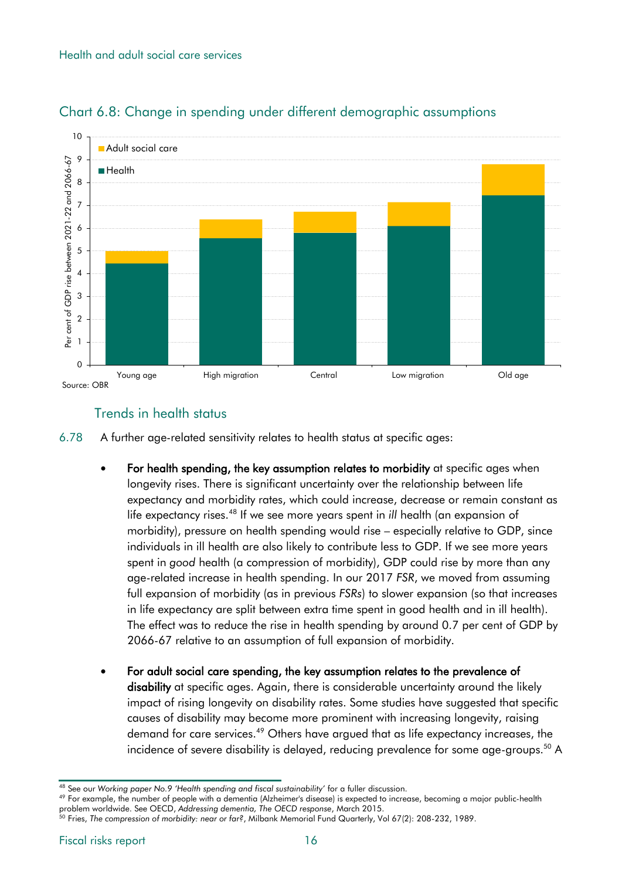## Chart 6.8: Change in spending under different demographic assumptions

Source: OBR

### Trends in health status

6.78 A further age-related sensitivity relates to health status at specific ages:

- **For health spending, the key assumption relates to morbidity** at specific ages when longevity rises. There is significant uncertainty over the relationship between life expectancy and morbidity rates, which could increase, decrease or remain constant as life expectancy rises.[48] If we see more years spent in *ill* health (an expansion of morbidity), pressure on health spending would rise – especially relative to GDP, since individuals in ill health are also likely to contribute less to GDP. If we see more years spent in *good* health (a compression of morbidity), GDP could rise by more than any age-related increase in health spending. In our 2017 *FSR*, we moved from assuming full expansion of morbidity (as in previous *FSRs*) to slower expansion (so that increases in life expectancy are split between extra time spent in good health and in ill health). The effect was to reduce the rise in health spending by around 0.7 per cent of GDP by 2066-67 relative to an assumption of full expansion of morbidity.

- **For adult social care spending, the key assumption relates to the prevalence of disability** at specific ages. Again, there is considerable uncertainty around the likely impact of rising longevity on disability rates. Some studies have suggested that specific causes of disability may become more prominent with increasing longevity, raising demand for care services.[49] Others have argued that as life expectancy increases, the incidence of severe disability is delayed, reducing prevalence for some age-groups.[50] A

---

[48] See our *Working paper No.9 'Health spending and fiscal sustainability'* for a fuller discussion.

[49] For example, the number of people with a dementia (Alzheimer's disease) is expected to increase, becoming a major public-health problem worldwide. See OECD, *Addressing dementia, The OECD response*, March 2015.

[50] Fries, *The compression of morbidity: near or far?*, Milbank Memorial Fund Quarterly, Vol 67(2): 208-232, 1989.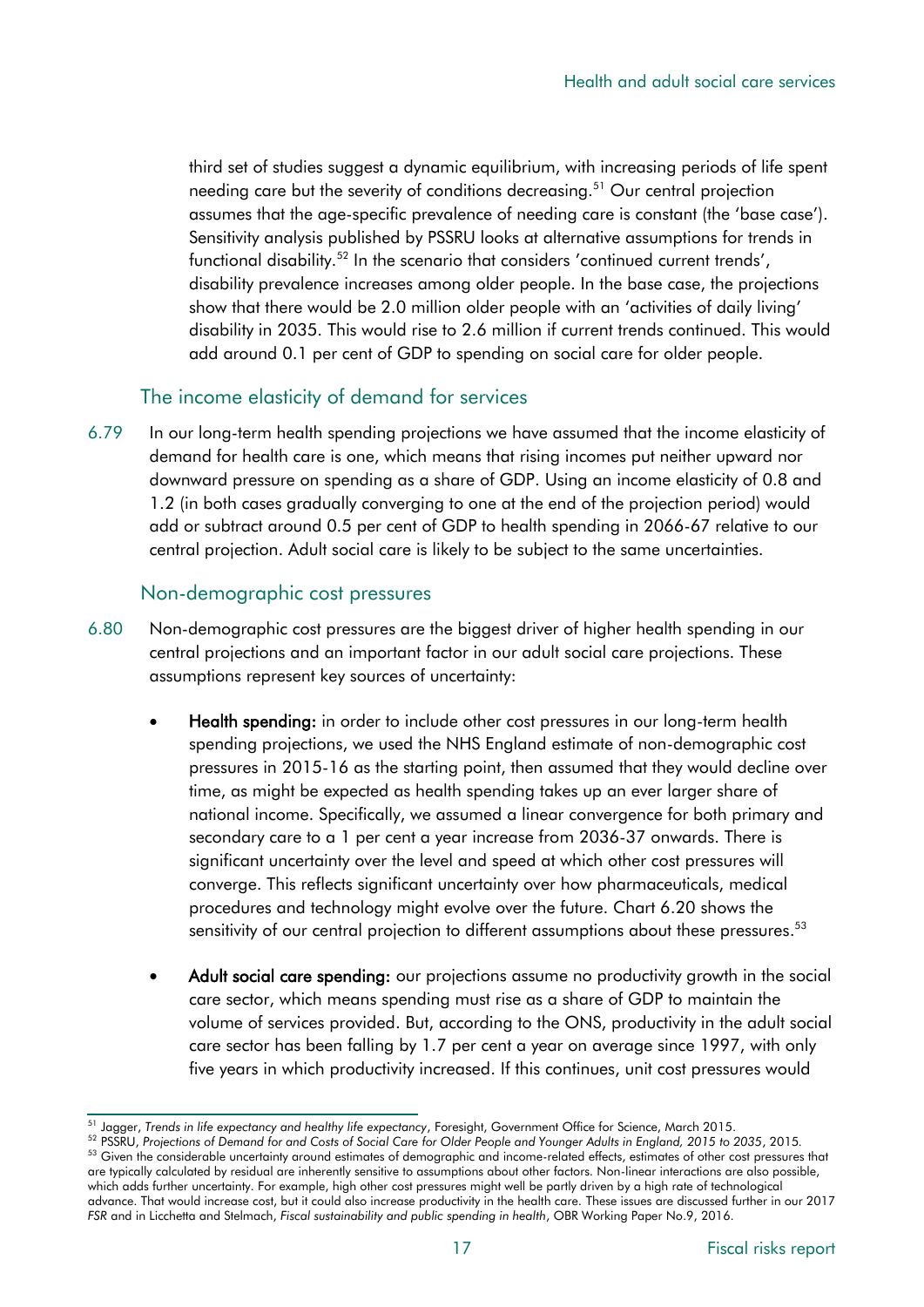third set of studies suggest a dynamic equilibrium, with increasing periods of life spent needing care but the severity of conditions decreasing.[51] Our central projection assumes that the age-specific prevalence of needing care is constant (the 'base case'). Sensitivity analysis published by PSSRU looks at alternative assumptions for trends in functional disability.[52] In the scenario that considers 'continued current trends', disability prevalence increases among older people. In the base case, the projections show that there would be 2.0 million older people with an 'activities of daily living' disability in 2035. This would rise to 2.6 million if current trends continued. This would add around 0.1 per cent of GDP to spending on social care for older people.

### The income elasticity of demand for services

6.79 In our long-term health spending projections we have assumed that the income elasticity of demand for health care is one, which means that rising incomes put neither upward nor downward pressure on spending as a share of GDP. Using an income elasticity of 0.8 and 1.2 (in both cases gradually converging to one at the end of the projection period) would add or subtract around 0.5 per cent of GDP to health spending in 2066-67 relative to our central projection. Adult social care is likely to be subject to the same uncertainties.

### Non-demographic cost pressures

6.80 Non-demographic cost pressures are the biggest driver of higher health spending in our central projections and an important factor in our adult social care projections. These assumptions represent key sources of uncertainty:

- **Health spending:** in order to include other cost pressures in our long-term health spending projections, we used the NHS England estimate of non-demographic cost pressures in 2015-16 as the starting point, then assumed that they would decline over time, as might be expected as health spending takes up an ever larger share of national income. Specifically, we assumed a linear convergence for both primary and secondary care to a 1 per cent a year increase from 2036-37 onwards. There is significant uncertainty over the level and speed at which other cost pressures will converge. This reflects significant uncertainty over how pharmaceuticals, medical procedures and technology might evolve over the future. Chart 6.20 shows the sensitivity of our central projection to different assumptions about these pressures.[53]

- **Adult social care spending:** our projections assume no productivity growth in the social care sector, which means spending must rise as a share of GDP to maintain the volume of services provided. But, according to the ONS, productivity in the adult social care sector has been falling by 1.7 per cent a year on average since 1997, with only five years in which productivity increased. If this continues, unit cost pressures would

---

[51] Jagger, *Trends in life expectancy and healthy life expectancy*, Foresight, Government Office for Science, March 2015.

[52] PSSRU, *Projections of Demand for and Costs of Social Care for Older People and Younger Adults in England, 2015 to 2035*, 2015.

[53] Given the considerable uncertainty around estimates of demographic and income-related effects, estimates of other cost pressures that are typically calculated by residual are inherently sensitive to assumptions about other factors. Non-linear interactions are also possible, which adds further uncertainty. For example, high other cost pressures might well be partly driven by a high rate of technological advance. That would increase cost, but it could also increase productivity in the health care. These issues are discussed further in our 2017 *FSR* and in Licchetta and Stelmach, *Fiscal sustainability and public spending in health*, OBR Working Paper No.9, 2016.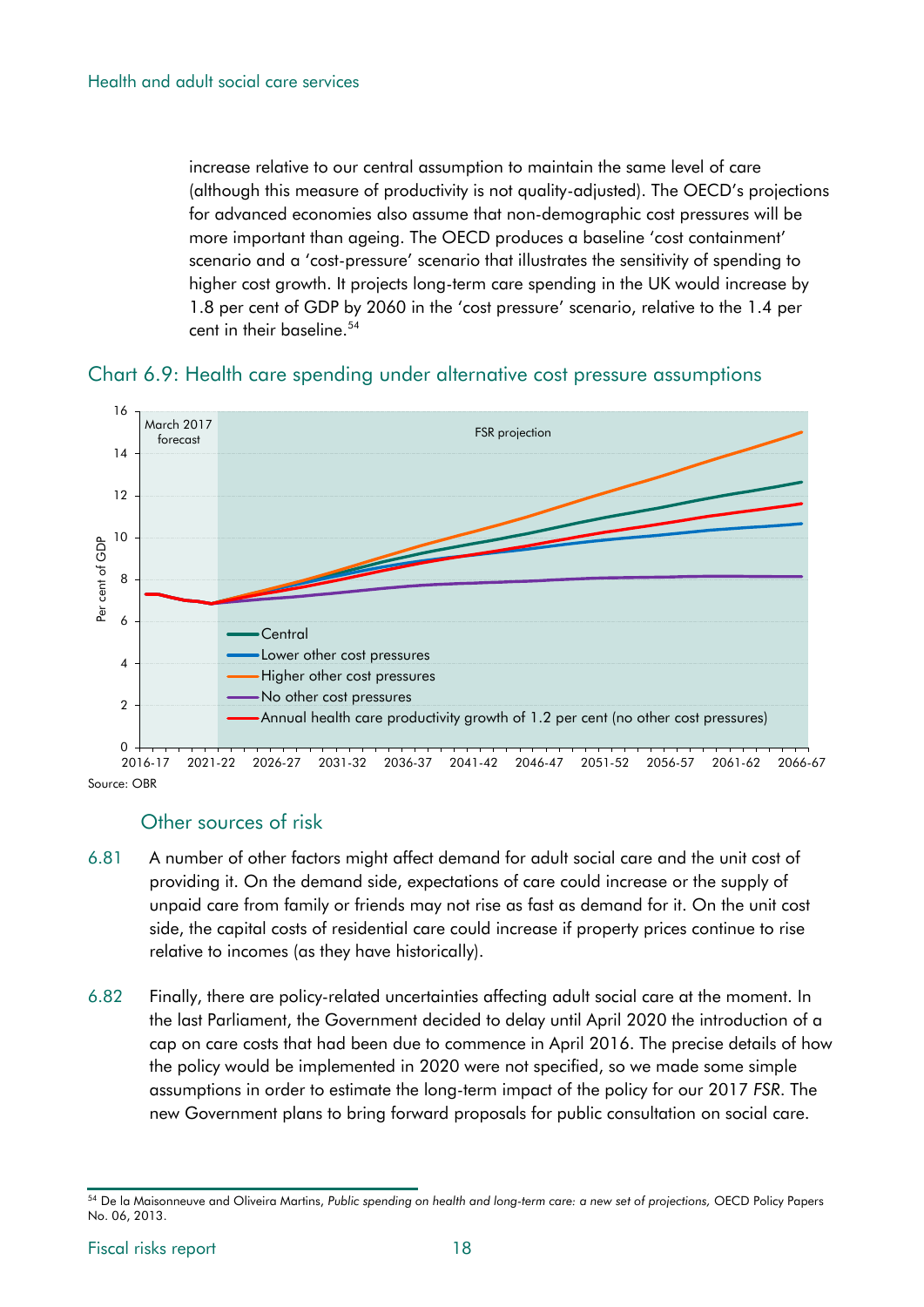increase relative to our central assumption to maintain the same level of care (although this measure of productivity is not quality-adjusted). The OECD's projections for advanced economies also assume that non-demographic cost pressures will be more important than ageing. The OECD produces a baseline 'cost containment' scenario and a 'cost-pressure' scenario that illustrates the sensitivity of spending to higher cost growth. It projects long-term care spending in the UK would increase by 1.8 per cent of GDP by 2060 in the 'cost pressure' scenario, relative to the 1.4 per cent in their baseline.[54]

### Chart 6.9: Health care spending under alternative cost pressure assumptions

Source: OBR

## Other sources of risk

6.81 A number of other factors might affect demand for adult social care and the unit cost of providing it. On the demand side, expectations of care could increase or the supply of unpaid care from family or friends may not rise as fast as demand for it. On the unit cost side, the capital costs of residential care could increase if property prices continue to rise relative to incomes (as they have historically).

6.82 Finally, there are policy-related uncertainties affecting adult social care at the moment. In the last Parliament, the Government decided to delay until April 2020 the introduction of a cap on care costs that had been due to commence in April 2016. The precise details of how the policy would be implemented in 2020 were not specified, so we made some simple assumptions in order to estimate the long-term impact of the policy for our 2017 *FSR*. The new Government plans to bring forward proposals for public consultation on social care.

---

[54] De la Maisonneuve and Oliveira Martins, *Public spending on health and long-term care: a new set of projections,* OECD Policy Papers No. 06, 2013.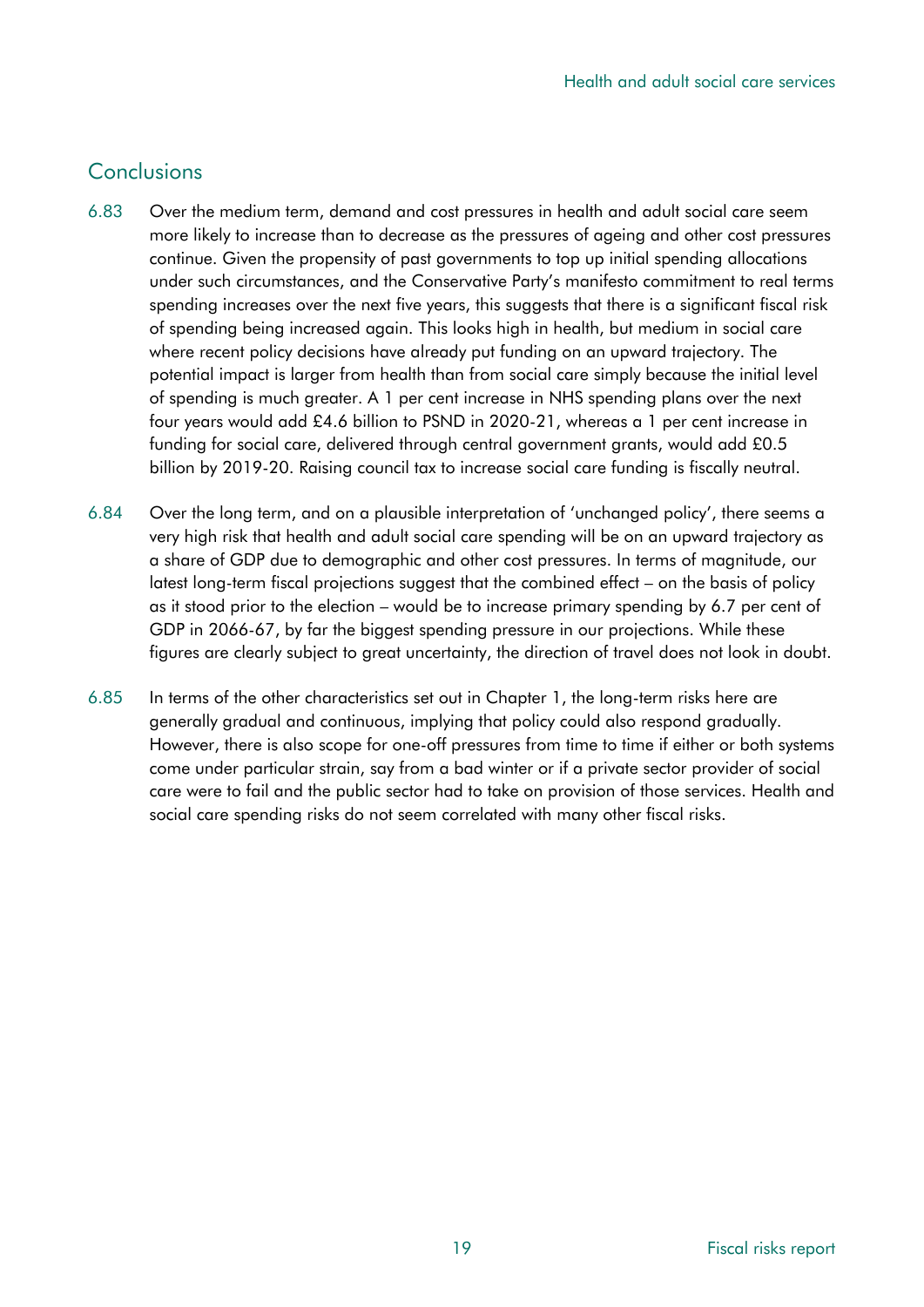## Conclusions

6.83 Over the medium term, demand and cost pressures in health and adult social care seem more likely to increase than to decrease as the pressures of ageing and other cost pressures continue. Given the propensity of past governments to top up initial spending allocations under such circumstances, and the Conservative Party's manifesto commitment to real terms spending increases over the next five years, this suggests that there is a significant fiscal risk of spending being increased again. This looks high in health, but medium in social care where recent policy decisions have already put funding on an upward trajectory. The potential impact is larger from health than from social care simply because the initial level of spending is much greater. A 1 per cent increase in NHS spending plans over the next four years would add £4.6 billion to PSND in 2020-21, whereas a 1 per cent increase in funding for social care, delivered through central government grants, would add £0.5 billion by 2019-20. Raising council tax to increase social care funding is fiscally neutral.

6.84 Over the long term, and on a plausible interpretation of 'unchanged policy', there seems a very high risk that health and adult social care spending will be on an upward trajectory as a share of GDP due to demographic and other cost pressures. In terms of magnitude, our latest long-term fiscal projections suggest that the combined effect – on the basis of policy as it stood prior to the election – would be to increase primary spending by 6.7 per cent of GDP in 2066-67, by far the biggest spending pressure in our projections. While these figures are clearly subject to great uncertainty, the direction of travel does not look in doubt.

6.85 In terms of the other characteristics set out in Chapter 1, the long-term risks here are generally gradual and continuous, implying that policy could also respond gradually. However, there is also scope for one-off pressures from time to time if either or both systems come under particular strain, say from a bad winter or if a private sector provider of social care were to fail and the public sector had to take on provision of those services. Health and social care spending risks do not seem correlated with many other fiscal risks.